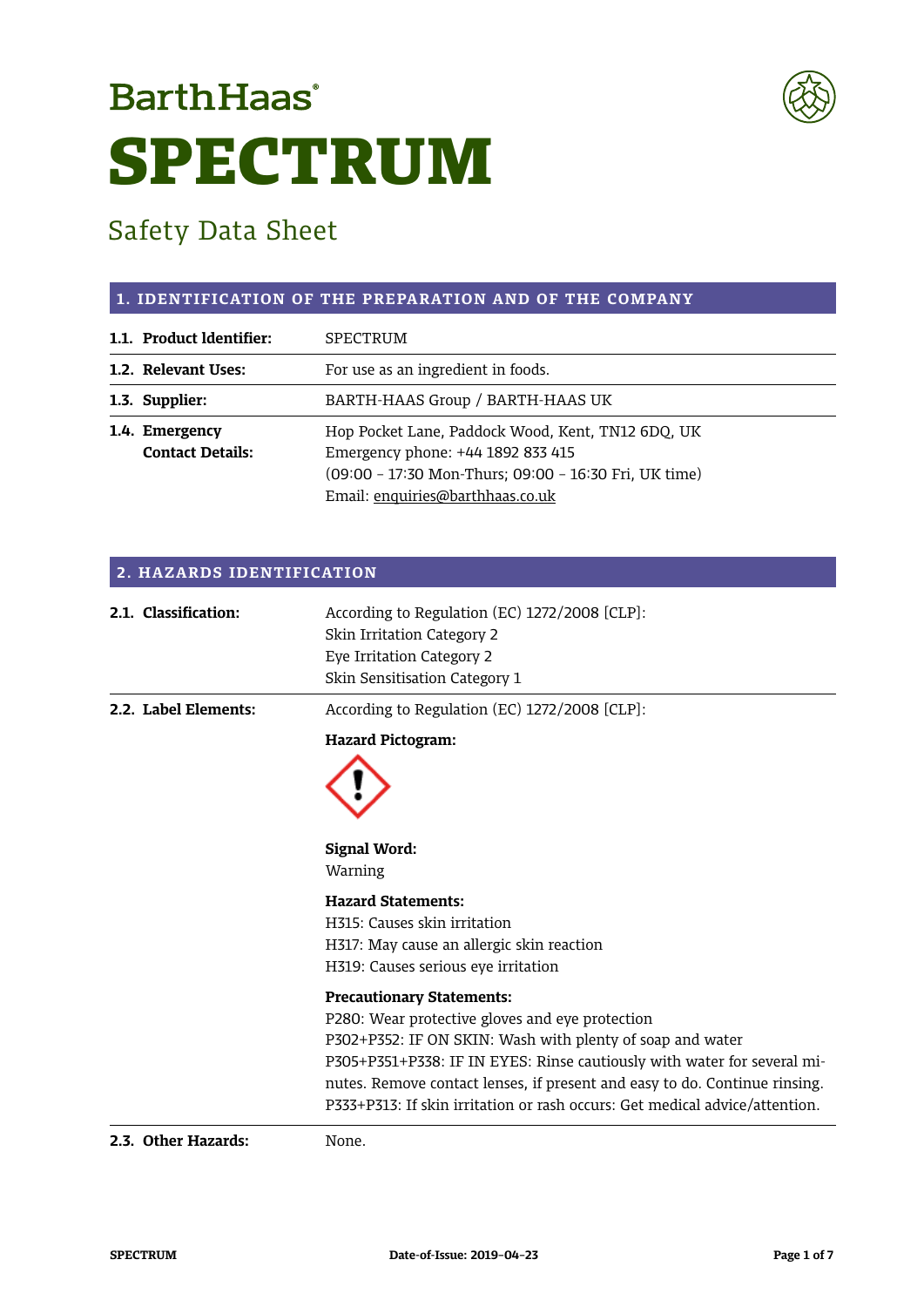BarthHaas®

# SPECTRUM

## Safety Data Sheet

### 1. IDENTIFICATION OF THE PREPARATION AND OF THE COMPANY

| | |
|---|---|
| **1.1. Product Identifier:** | SPECTRUM |
| **1.2. Relevant Uses:** | For use as an ingredient in foods. |
| **1.3. Supplier:** | BARTH-HAAS Group / BARTH-HAAS UK |
| **1.4. Emergency Contact Details:** | Hop Pocket Lane, Paddock Wood, Kent, TN12 6DQ, UK<br>Emergency phone: +44 1892 833 415<br>(09:00 – 17:30 Mon-Thurs; 09:00 – 16:30 Fri, UK time)<br>Email: enquiries@barthhaas.co.uk |

### 2. HAZARDS IDENTIFICATION

**2.1. Classification:**

According to Regulation (EC) 1272/2008 [CLP]:
Skin Irritation Category 2
Eye Irritation Category 2
Skin Sensitisation Category 1

**2.2. Label Elements:**

According to Regulation (EC) 1272/2008 [CLP]:

**Hazard Pictogram:**

**Signal Word:**
Warning

**Hazard Statements:**
H315: Causes skin irritation
H317: May cause an allergic skin reaction
H319: Causes serious eye irritation

**Precautionary Statements:**
P280: Wear protective gloves and eye protection
P302+P352: IF ON SKIN: Wash with plenty of soap and water
P305+P351+P338: IF IN EYES: Rinse cautiously with water for several minutes. Remove contact lenses, if present and easy to do. Continue rinsing.
P333+P313: If skin irritation or rash occurs: Get medical advice/attention.

**2.3. Other Hazards:**

None.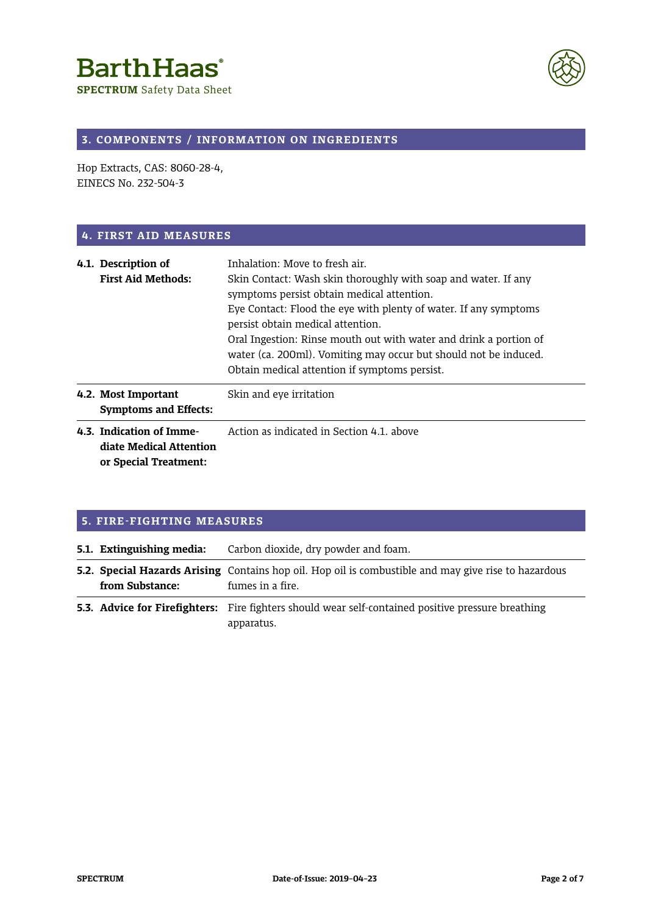## 3. COMPONENTS / INFORMATION ON INGREDIENTS

Hop Extracts, CAS: 8060-28-4,
EINECS No. 232-504-3

## 4. FIRST AID MEASURES

| | |
|---|---|
| **4.1. Description of First Aid Methods:** | Inhalation: Move to fresh air.<br>Skin Contact: Wash skin thoroughly with soap and water. If any symptoms persist obtain medical attention.<br>Eye Contact: Flood the eye with plenty of water. If any symptoms persist obtain medical attention.<br>Oral Ingestion: Rinse mouth out with water and drink a portion of water (ca. 200ml). Vomiting may occur but should not be induced. Obtain medical attention if symptoms persist. |
| **4.2. Most Important Symptoms and Effects:** | Skin and eye irritation |
| **4.3. Indication of Immediate Medical Attention or Special Treatment:** | Action as indicated in Section 4.1. above |

## 5. FIRE-FIGHTING MEASURES

| | |
|---|---|
| **5.1. Extinguishing media:** | Carbon dioxide, dry powder and foam. |
| **5.2. Special Hazards Arising from Substance:** | Contains hop oil. Hop oil is combustible and may give rise to hazardous fumes in a fire. |
| **5.3. Advice for Firefighters:** | Fire fighters should wear self-contained positive pressure breathing apparatus. |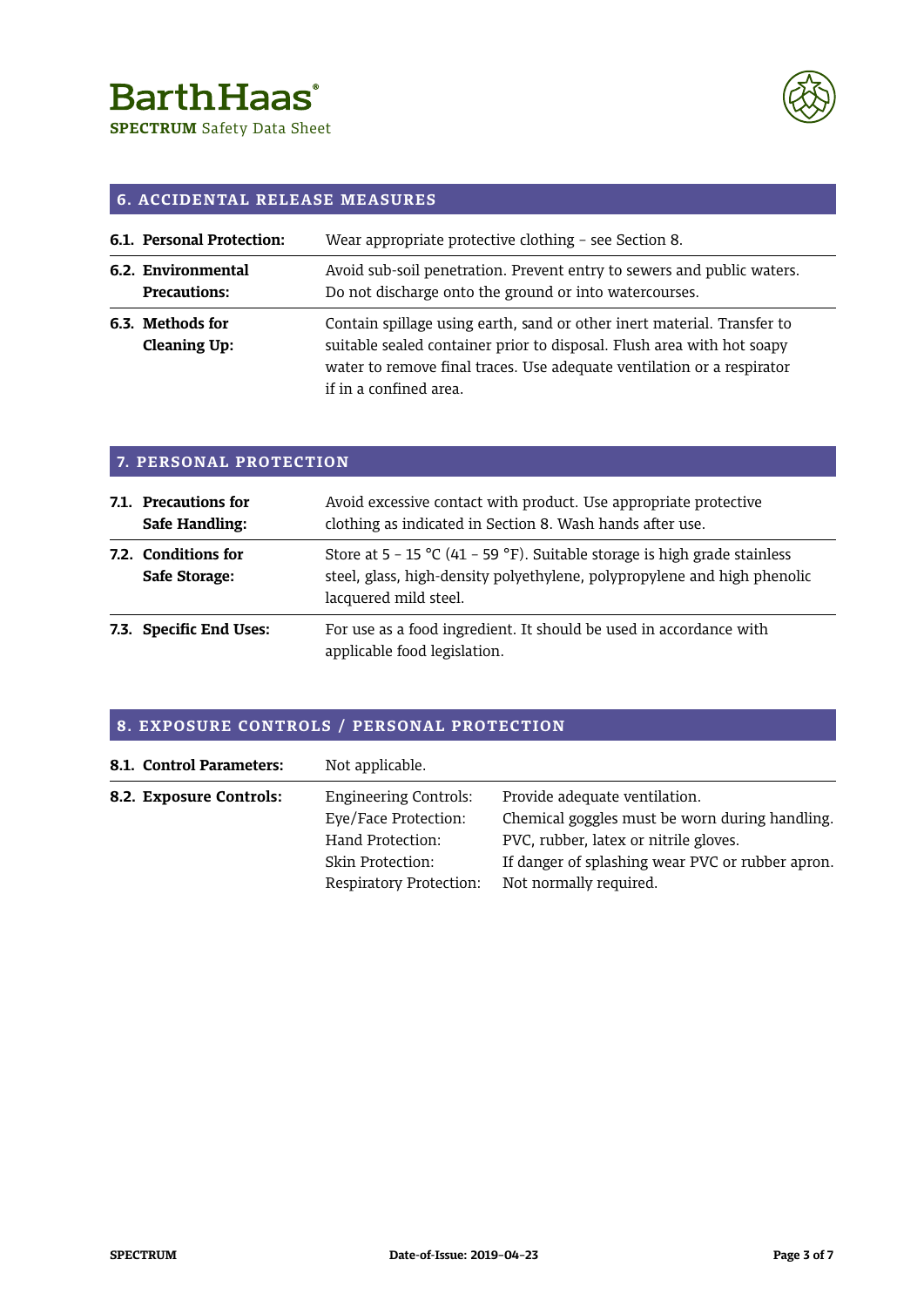## 6. ACCIDENTAL RELEASE MEASURES

| | |
|---|---|
| **6.1. Personal Protection:** | Wear appropriate protective clothing – see Section 8. |
| **6.2. Environmental Precautions:** | Avoid sub-soil penetration. Prevent entry to sewers and public waters. Do not discharge onto the ground or into watercourses. |
| **6.3. Methods for Cleaning Up:** | Contain spillage using earth, sand or other inert material. Transfer to suitable sealed container prior to disposal. Flush area with hot soapy water to remove final traces. Use adequate ventilation or a respirator if in a confined area. |

## 7. PERSONAL PROTECTION

| | |
|---|---|
| **7.1. Precautions for Safe Handling:** | Avoid excessive contact with product. Use appropriate protective clothing as indicated in Section 8. Wash hands after use. |
| **7.2. Conditions for Safe Storage:** | Store at 5 – 15 °C (41 – 59 °F). Suitable storage is high grade stainless steel, glass, high-density polyethylene, polypropylene and high phenolic lacquered mild steel. |
| **7.3. Specific End Uses:** | For use as a food ingredient. It should be used in accordance with applicable food legislation. |

## 8. EXPOSURE CONTROLS / PERSONAL PROTECTION

| | | |
|---|---|---|
| **8.1. Control Parameters:** | Not applicable. | |
| **8.2. Exposure Controls:** | Engineering Controls: | Provide adequate ventilation. |
| | Eye/Face Protection: | Chemical goggles must be worn during handling. |
| | Hand Protection: | PVC, rubber, latex or nitrile gloves. |
| | Skin Protection: | If danger of splashing wear PVC or rubber apron. |
| | Respiratory Protection: | Not normally required. |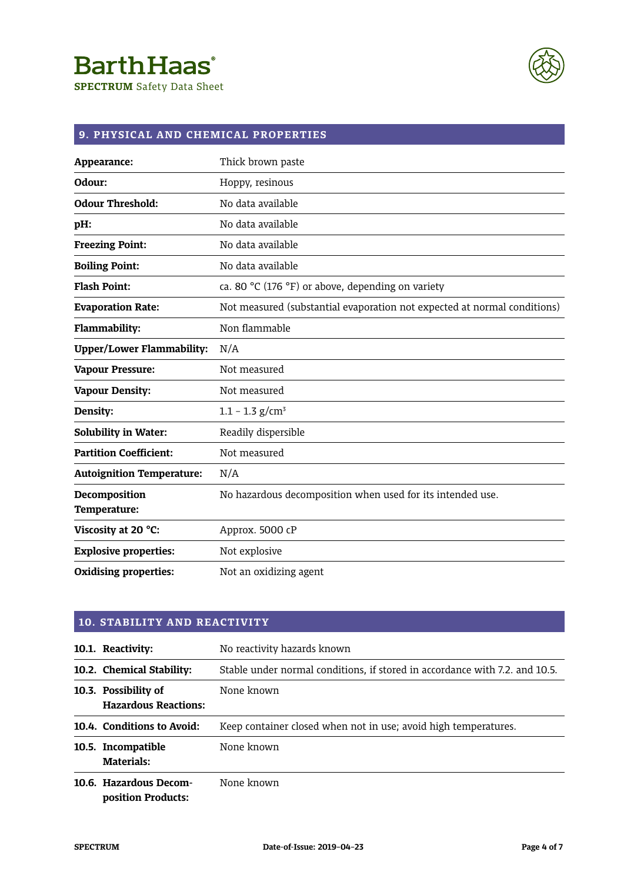## 9. PHYSICAL AND CHEMICAL PROPERTIES

| | |
|---|---|
| **Appearance:** | Thick brown paste |
| **Odour:** | Hoppy, resinous |
| **Odour Threshold:** | No data available |
| **pH:** | No data available |
| **Freezing Point:** | No data available |
| **Boiling Point:** | No data available |
| **Flash Point:** | ca. 80 °C (176 °F) or above, depending on variety |
| **Evaporation Rate:** | Not measured (substantial evaporation not expected at normal conditions) |
| **Flammability:** | Non flammable |
| **Upper/Lower Flammability:** | N/A |
| **Vapour Pressure:** | Not measured |
| **Vapour Density:** | Not measured |
| **Density:** | 1.1 – 1.3 g/cm³ |
| **Solubility in Water:** | Readily dispersible |
| **Partition Coefficient:** | Not measured |
| **Autoignition Temperature:** | N/A |
| **Decomposition Temperature:** | No hazardous decomposition when used for its intended use. |
| **Viscosity at 20 °C:** | Approx. 5000 cP |
| **Explosive properties:** | Not explosive |
| **Oxidising properties:** | Not an oxidizing agent |

## 10. STABILITY AND REACTIVITY

| | |
|---|---|
| **10.1. Reactivity:** | No reactivity hazards known |
| **10.2. Chemical Stability:** | Stable under normal conditions, if stored in accordance with 7.2. and 10.5. |
| **10.3. Possibility of Hazardous Reactions:** | None known |
| **10.4. Conditions to Avoid:** | Keep container closed when not in use; avoid high temperatures. |
| **10.5. Incompatible Materials:** | None known |
| **10.6. Hazardous Decomposition Products:** | None known |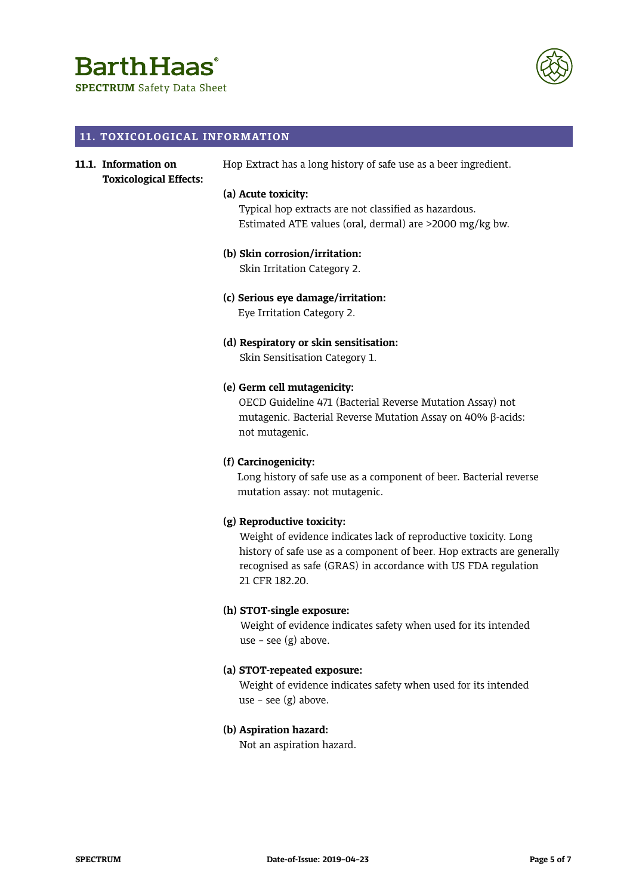## 11. TOXICOLOGICAL INFORMATION

**11.1. Information on Toxicological Effects:**

Hop Extract has a long history of safe use as a beer ingredient.

**(a) Acute toxicity:**
Typical hop extracts are not classified as hazardous.
Estimated ATE values (oral, dermal) are >2000 mg/kg bw.

**(b) Skin corrosion/irritation:**
Skin Irritation Category 2.

**(c) Serious eye damage/irritation:**
Eye Irritation Category 2.

**(d) Respiratory or skin sensitisation:**
Skin Sensitisation Category 1.

**(e) Germ cell mutagenicity:**
OECD Guideline 471 (Bacterial Reverse Mutation Assay) not mutagenic. Bacterial Reverse Mutation Assay on 40% β-acids: not mutagenic.

**(f) Carcinogenicity:**
Long history of safe use as a component of beer. Bacterial reverse mutation assay: not mutagenic.

**(g) Reproductive toxicity:**
Weight of evidence indicates lack of reproductive toxicity. Long history of safe use as a component of beer. Hop extracts are generally recognised as safe (GRAS) in accordance with US FDA regulation 21 CFR 182.20.

**(h) STOT-single exposure:**
Weight of evidence indicates safety when used for its intended use – see (g) above.

**(a) STOT-repeated exposure:**
Weight of evidence indicates safety when used for its intended use – see (g) above.

**(b) Aspiration hazard:**
Not an aspiration hazard.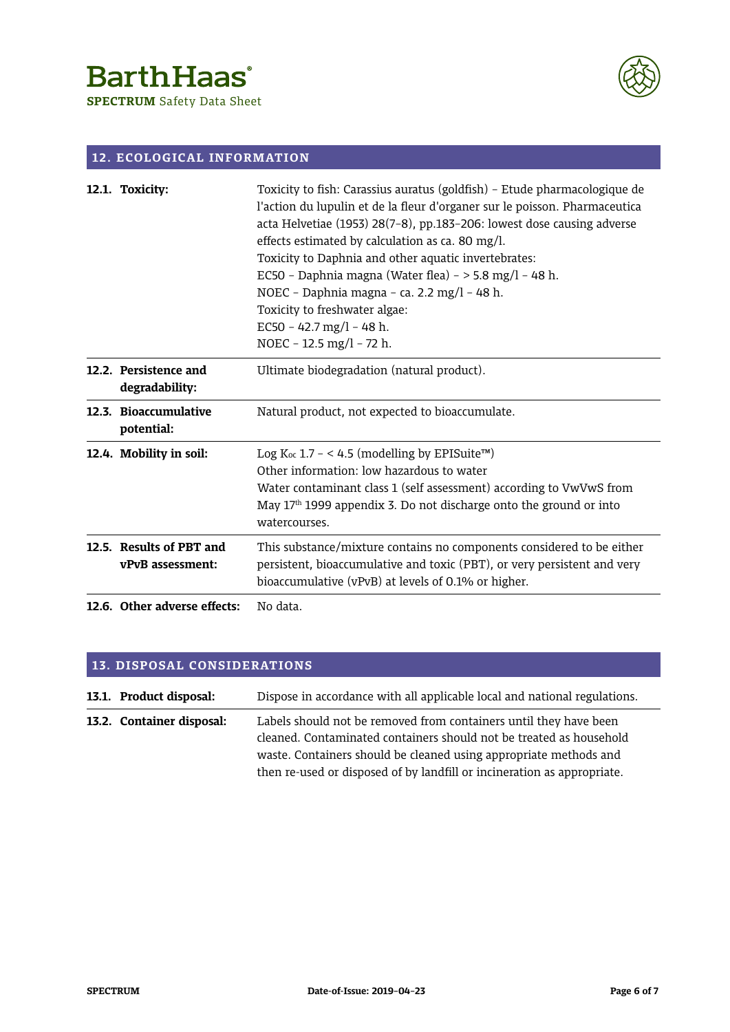## 12. ECOLOGICAL INFORMATION

| | |
|---|---|
| **12.1. Toxicity:** | Toxicity to fish: Carassius auratus (goldfish) – Etude pharmacologique de l'action du lupulin et de la fleur d'organer sur le poisson. Pharmaceutica acta Helvetiae (1953) 28(7–8), pp.183–206: lowest dose causing adverse effects estimated by calculation as ca. 80 mg/l.<br>Toxicity to Daphnia and other aquatic invertebrates:<br>EC50 – Daphnia magna (Water flea) – > 5.8 mg/l – 48 h.<br>NOEC – Daphnia magna – ca. 2.2 mg/l – 48 h.<br>Toxicity to freshwater algae:<br>EC50 – 42.7 mg/l – 48 h.<br>NOEC – 12.5 mg/l – 72 h. |
| **12.2. Persistence and degradability:** | Ultimate biodegradation (natural product). |
| **12.3. Bioaccumulative potential:** | Natural product, not expected to bioaccumulate. |
| **12.4. Mobility in soil:** | Log $K_{oc}$ 1.7 – < 4.5 (modelling by EPISuite™)<br>Other information: low hazardous to water<br>Water contaminant class 1 (self assessment) according to VwVwS from May 17th 1999 appendix 3. Do not discharge onto the ground or into watercourses. |
| **12.5. Results of PBT and vPvB assessment:** | This substance/mixture contains no components considered to be either persistent, bioaccumulative and toxic (PBT), or very persistent and very bioaccumulative (vPvB) at levels of 0.1% or higher. |
| **12.6. Other adverse effects:** | No data. |

## 13. DISPOSAL CONSIDERATIONS

| | |
|---|---|
| **13.1. Product disposal:** | Dispose in accordance with all applicable local and national regulations. |
| **13.2. Container disposal:** | Labels should not be removed from containers until they have been cleaned. Contaminated containers should not be treated as household waste. Containers should be cleaned using appropriate methods and then re-used or disposed of by landfill or incineration as appropriate. |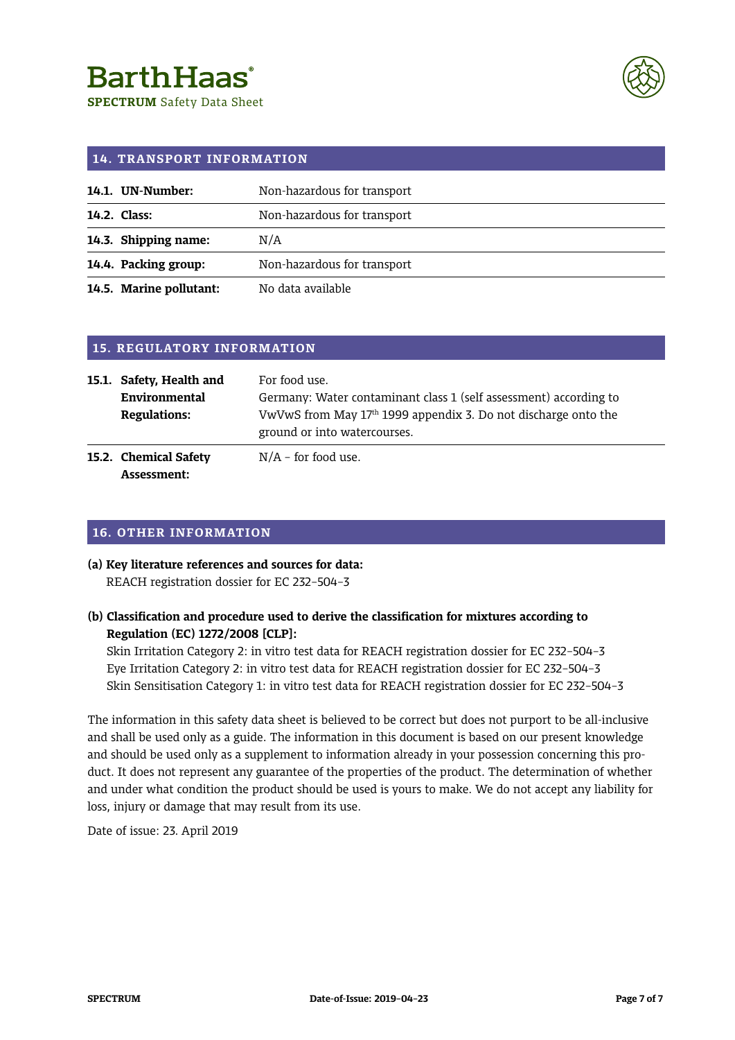## 14. TRANSPORT INFORMATION

| | |
|---|---|
| **14.1. UN-Number:** | Non-hazardous for transport |
| **14.2. Class:** | Non-hazardous for transport |
| **14.3. Shipping name:** | N/A |
| **14.4. Packing group:** | Non-hazardous for transport |
| **14.5. Marine pollutant:** | No data available |

## 15. REGULATORY INFORMATION

| | |
|---|---|
| **15.1. Safety, Health and Environmental Regulations:** | For food use. Germany: Water contaminant class 1 (self assessment) according to VwVwS from May 17th 1999 appendix 3. Do not discharge onto the ground or into watercourses. |
| **15.2. Chemical Safety Assessment:** | N/A – for food use. |

## 16. OTHER INFORMATION

**(a) Key literature references and sources for data:**
REACH registration dossier for EC 232-504-3

**(b) Classification and procedure used to derive the classification for mixtures according to Regulation (EC) 1272/2008 [CLP]:**
Skin Irritation Category 2: in vitro test data for REACH registration dossier for EC 232-504-3
Eye Irritation Category 2: in vitro test data for REACH registration dossier for EC 232-504-3
Skin Sensitisation Category 1: in vitro test data for REACH registration dossier for EC 232-504-3

The information in this safety data sheet is believed to be correct but does not purport to be all-inclusive and shall be used only as a guide. The information in this document is based on our present knowledge and should be used only as a supplement to information already in your possession concerning this product. It does not represent any guarantee of the properties of the product. The determination of whether and under what condition the product should be used is yours to make. We do not accept any liability for loss, injury or damage that may result from its use.

Date of issue: 23. April 2019